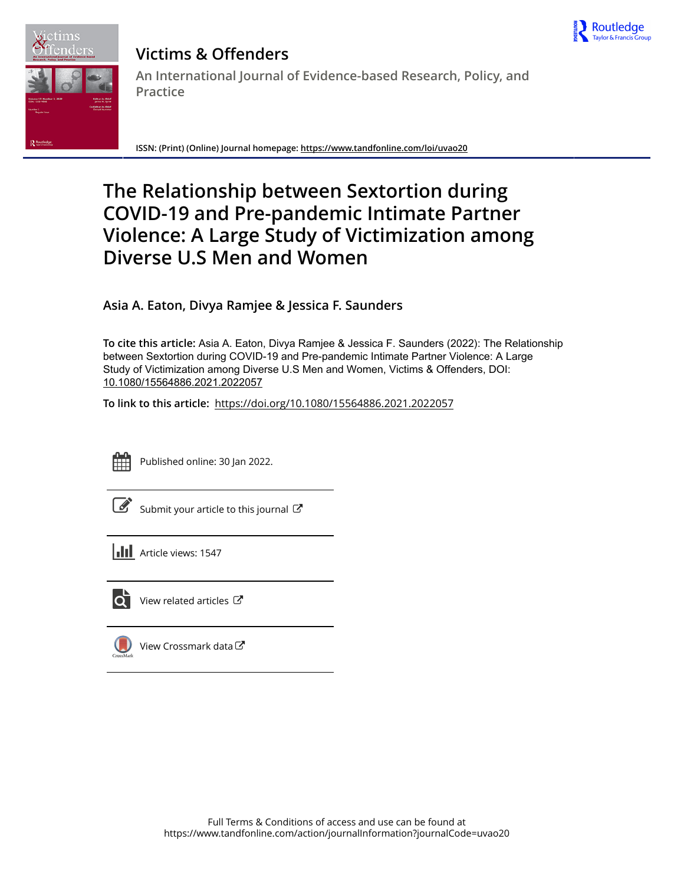# Victims & Offenders

## An International Journal of Evidence-based Research, Policy, and Practice

**ISSN: (Print) (Online) Journal homepage: https://www.tandfonline.com/loi/uvao20**

# The Relationship between Sextortion during COVID-19 and Pre-pandemic Intimate Partner Violence: A Large Study of Victimization among Diverse U.S Men and Women

**Asia A. Eaton, Divya Ramjee & Jessica F. Saunders**

**To cite this article:** Asia A. Eaton, Divya Ramjee & Jessica F. Saunders (2022): The Relationship between Sextortion during COVID-19 and Pre-pandemic Intimate Partner Violence: A Large Study of Victimization among Diverse U.S Men and Women, Victims & Offenders, DOI: 10.1080/15564886.2021.2022057

**To link to this article:** https://doi.org/10.1080/15564886.2021.2022057

Published online: 30 Jan 2022.

Submit your article to this journal

Article views: 1547

View related articles

View Crossmark data

Full Terms & Conditions of access and use can be found at https://www.tandfonline.com/action/journalInformation?journalCode=uvao20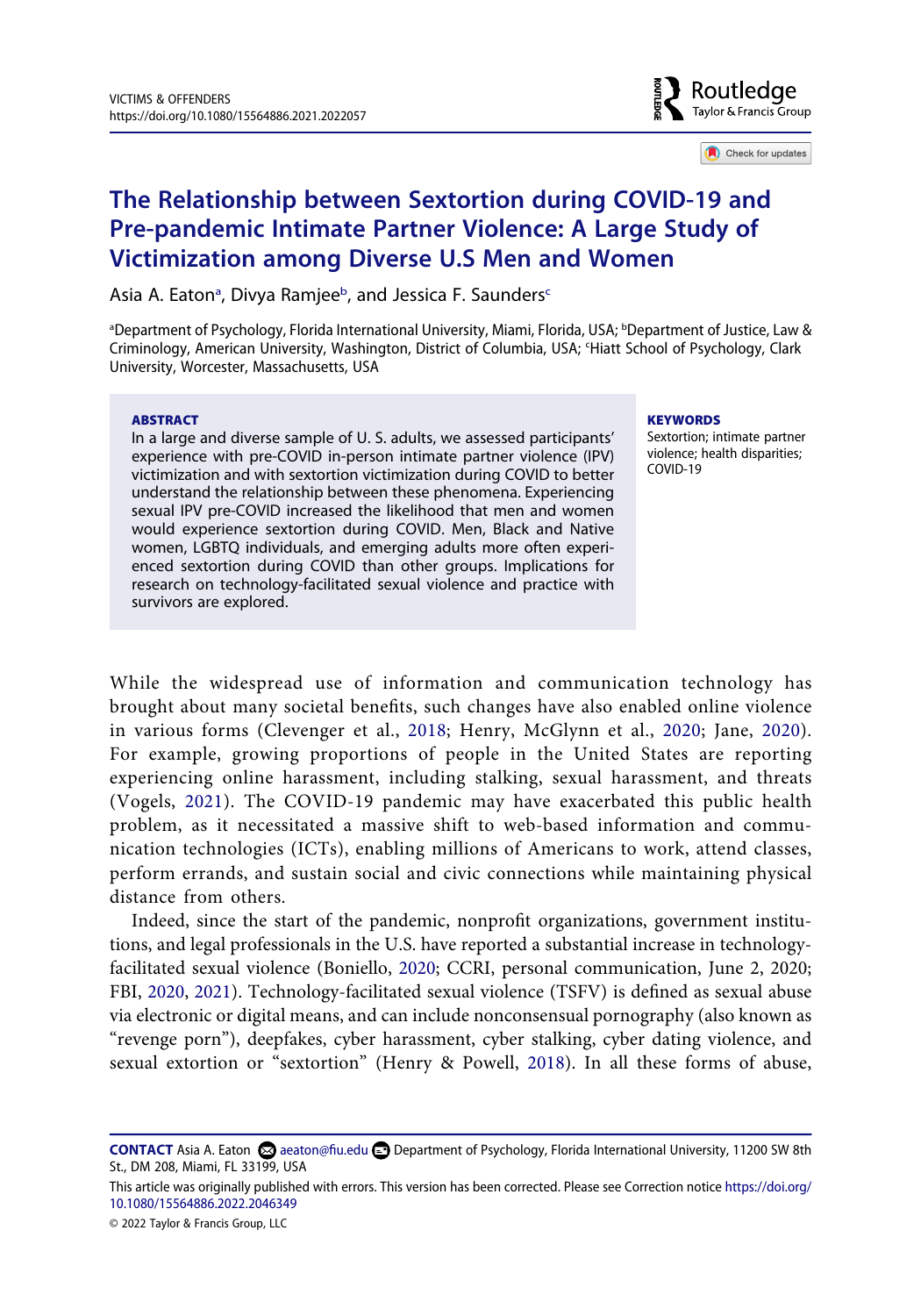# The Relationship between Sextortion during COVID-19 and Pre-pandemic Intimate Partner Violence: A Large Study of Victimization among Diverse U.S Men and Women

Asia A. Eaton[a], Divya Ramjee[b], and Jessica F. Saunders[c]

[a]Department of Psychology, Florida International University, Miami, Florida, USA; [b]Department of Justice, Law & Criminology, American University, Washington, District of Columbia, USA; [c]Hiatt School of Psychology, Clark University, Worcester, Massachusetts, USA

**ABSTRACT**

In a large and diverse sample of U. S. adults, we assessed participants' experience with pre-COVID in-person intimate partner violence (IPV) victimization and with sextortion victimization during COVID to better understand the relationship between these phenomena. Experiencing sexual IPV pre-COVID increased the likelihood that men and women would experience sextortion during COVID. Men, Black and Native women, LGBTQ individuals, and emerging adults more often experienced sextortion during COVID than other groups. Implications for research on technology-facilitated sexual violence and practice with survivors are explored.

**KEYWORDS**

Sextortion; intimate partner violence; health disparities; COVID-19

While the widespread use of information and communication technology has brought about many societal benefits, such changes have also enabled online violence in various forms (Clevenger et al., 2018; Henry, McGlynn et al., 2020; Jane, 2020). For example, growing proportions of people in the United States are reporting experiencing online harassment, including stalking, sexual harassment, and threats (Vogels, 2021). The COVID-19 pandemic may have exacerbated this public health problem, as it necessitated a massive shift to web-based information and communication technologies (ICTs), enabling millions of Americans to work, attend classes, perform errands, and sustain social and civic connections while maintaining physical distance from others.

Indeed, since the start of the pandemic, nonprofit organizations, government institutions, and legal professionals in the U.S. have reported a substantial increase in technology-facilitated sexual violence (Boniello, 2020; CCRI, personal communication, June 2, 2020; FBI, 2020, 2021). Technology-facilitated sexual violence (TSFV) is defined as sexual abuse via electronic or digital means, and can include nonconsensual pornography (also known as "revenge porn"), deepfakes, cyber harassment, cyber stalking, cyber dating violence, and sexual extortion or "sextortion" (Henry & Powell, 2018). In all these forms of abuse,

**CONTACT** Asia A. Eaton aeaton@fiu.edu Department of Psychology, Florida International University, 11200 SW 8th St., DM 208, Miami, FL 33199, USA

This article was originally published with errors. This version has been corrected. Please see Correction notice https://doi.org/10.1080/15564886.2022.2046349

© 2022 Taylor & Francis Group, LLC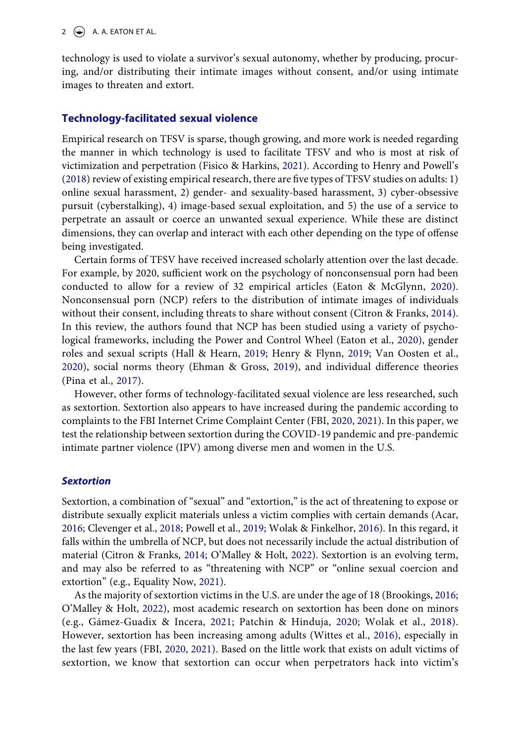technology is used to violate a survivor's sexual autonomy, whether by producing, procuring, and/or distributing their intimate images without consent, and/or using intimate images to threaten and extort.

## Technology-facilitated sexual violence

Empirical research on TFSV is sparse, though growing, and more work is needed regarding the manner in which technology is used to facilitate TFSV and who is most at risk of victimization and perpetration (Fisico & Harkins, 2021). According to Henry and Powell's (2018) review of existing empirical research, there are five types of TFSV studies on adults: 1) online sexual harassment, 2) gender- and sexuality-based harassment, 3) cyber-obsessive pursuit (cyberstalking), 4) image-based sexual exploitation, and 5) the use of a service to perpetrate an assault or coerce an unwanted sexual experience. While these are distinct dimensions, they can overlap and interact with each other depending on the type of offense being investigated.

Certain forms of TFSV have received increased scholarly attention over the last decade. For example, by 2020, sufficient work on the psychology of nonconsensual porn had been conducted to allow for a review of 32 empirical articles (Eaton & McGlynn, 2020). Nonconsensual porn (NCP) refers to the distribution of intimate images of individuals without their consent, including threats to share without consent (Citron & Franks, 2014). In this review, the authors found that NCP has been studied using a variety of psychological frameworks, including the Power and Control Wheel (Eaton et al., 2020), gender roles and sexual scripts (Hall & Hearn, 2019; Henry & Flynn, 2019; Van Oosten et al., 2020), social norms theory (Ehman & Gross, 2019), and individual difference theories (Pina et al., 2017).

However, other forms of technology-facilitated sexual violence are less researched, such as sextortion. Sextortion also appears to have increased during the pandemic according to complaints to the FBI Internet Crime Complaint Center (FBI, 2020, 2021). In this paper, we test the relationship between sextortion during the COVID-19 pandemic and pre-pandemic intimate partner violence (IPV) among diverse men and women in the U.S.

### *Sextortion*

Sextortion, a combination of "sexual" and "extortion," is the act of threatening to expose or distribute sexually explicit materials unless a victim complies with certain demands (Acar, 2016; Clevenger et al., 2018; Powell et al., 2019; Wolak & Finkelhor, 2016). In this regard, it falls within the umbrella of NCP, but does not necessarily include the actual distribution of material (Citron & Franks, 2014; O'Malley & Holt, 2022). Sextortion is an evolving term, and may also be referred to as "threatening with NCP" or "online sexual coercion and extortion" (e.g., Equality Now, 2021).

As the majority of sextortion victims in the U.S. are under the age of 18 (Brookings, 2016; O'Malley & Holt, 2022), most academic research on sextortion has been done on minors (e.g., Gámez-Guadix & Incera, 2021; Patchin & Hinduja, 2020; Wolak et al., 2018). However, sextortion has been increasing among adults (Wittes et al., 2016), especially in the last few years (FBI, 2020, 2021). Based on the little work that exists on adult victims of sextortion, we know that sextortion can occur when perpetrators hack into victim's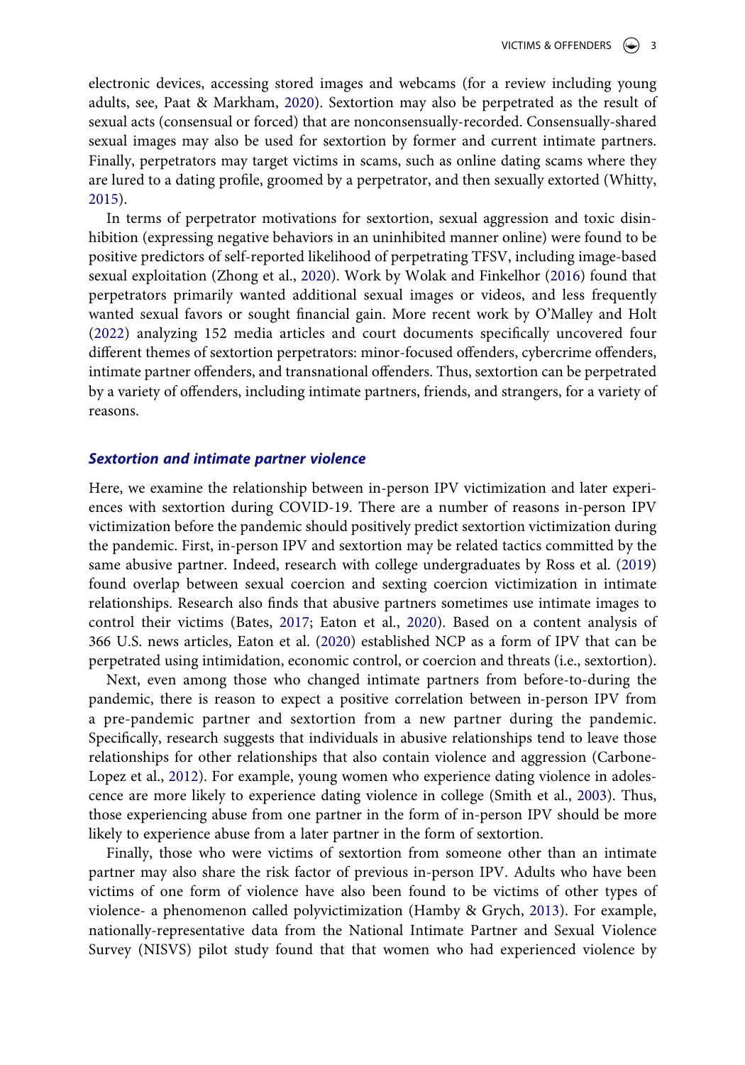electronic devices, accessing stored images and webcams (for a review including young adults, see, Paat & Markham, 2020). Sextortion may also be perpetrated as the result of sexual acts (consensual or forced) that are nonconsensually-recorded. Consensually-shared sexual images may also be used for sextortion by former and current intimate partners. Finally, perpetrators may target victims in scams, such as online dating scams where they are lured to a dating profile, groomed by a perpetrator, and then sexually extorted (Whitty, 2015).

In terms of perpetrator motivations for sextortion, sexual aggression and toxic disinhibition (expressing negative behaviors in an uninhibited manner online) were found to be positive predictors of self-reported likelihood of perpetrating TFSV, including image-based sexual exploitation (Zhong et al., 2020). Work by Wolak and Finkelhor (2016) found that perpetrators primarily wanted additional sexual images or videos, and less frequently wanted sexual favors or sought financial gain. More recent work by O'Malley and Holt (2022) analyzing 152 media articles and court documents specifically uncovered four different themes of sextortion perpetrators: minor-focused offenders, cybercrime offenders, intimate partner offenders, and transnational offenders. Thus, sextortion can be perpetrated by a variety of offenders, including intimate partners, friends, and strangers, for a variety of reasons.

### *Sextortion and intimate partner violence*

Here, we examine the relationship between in-person IPV victimization and later experiences with sextortion during COVID-19. There are a number of reasons in-person IPV victimization before the pandemic should positively predict sextortion victimization during the pandemic. First, in-person IPV and sextortion may be related tactics committed by the same abusive partner. Indeed, research with college undergraduates by Ross et al. (2019) found overlap between sexual coercion and sexting coercion victimization in intimate relationships. Research also finds that abusive partners sometimes use intimate images to control their victims (Bates, 2017; Eaton et al., 2020). Based on a content analysis of 366 U.S. news articles, Eaton et al. (2020) established NCP as a form of IPV that can be perpetrated using intimidation, economic control, or coercion and threats (i.e., sextortion).

Next, even among those who changed intimate partners from before-to-during the pandemic, there is reason to expect a positive correlation between in-person IPV from a pre-pandemic partner and sextortion from a new partner during the pandemic. Specifically, research suggests that individuals in abusive relationships tend to leave those relationships for other relationships that also contain violence and aggression (Carbone-Lopez et al., 2012). For example, young women who experience dating violence in adolescence are more likely to experience dating violence in college (Smith et al., 2003). Thus, those experiencing abuse from one partner in the form of in-person IPV should be more likely to experience abuse from a later partner in the form of sextortion.

Finally, those who were victims of sextortion from someone other than an intimate partner may also share the risk factor of previous in-person IPV. Adults who have been victims of one form of violence have also been found to be victims of other types of violence- a phenomenon called polyvictimization (Hamby & Grych, 2013). For example, nationally-representative data from the National Intimate Partner and Sexual Violence Survey (NISVS) pilot study found that that women who had experienced violence by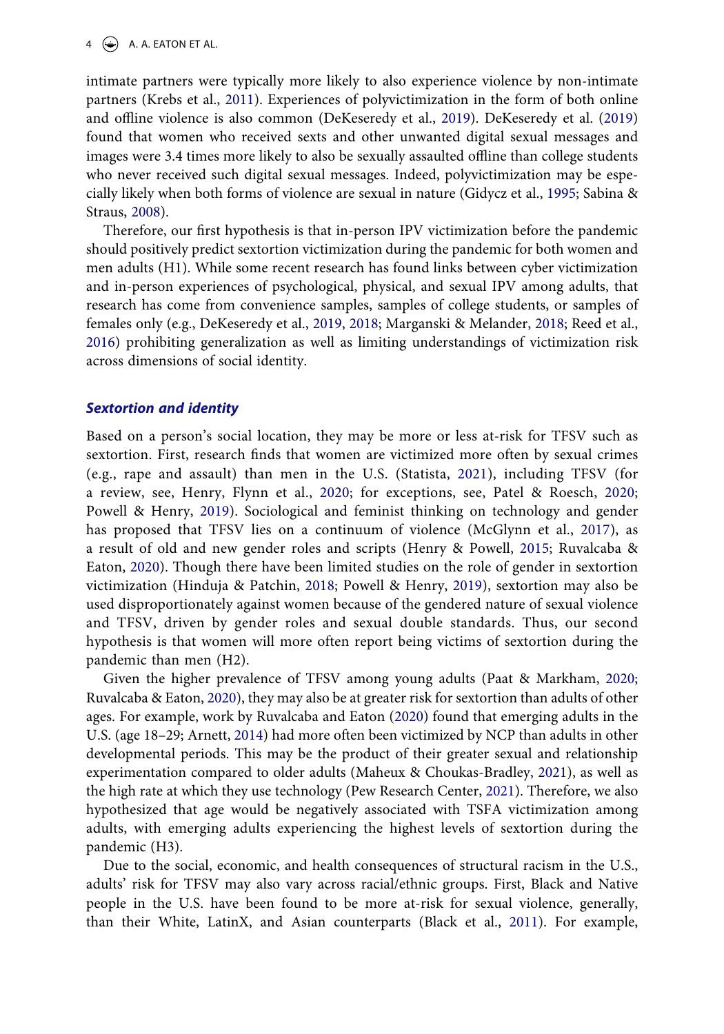intimate partners were typically more likely to also experience violence by non-intimate partners (Krebs et al., 2011). Experiences of polyvictimization in the form of both online and offline violence is also common (DeKeseredy et al., 2019). DeKeseredy et al. (2019) found that women who received sexts and other unwanted digital sexual messages and images were 3.4 times more likely to also be sexually assaulted offline than college students who never received such digital sexual messages. Indeed, polyvictimization may be especially likely when both forms of violence are sexual in nature (Gidycz et al., 1995; Sabina & Straus, 2008).

Therefore, our first hypothesis is that in-person IPV victimization before the pandemic should positively predict sextortion victimization during the pandemic for both women and men adults (H1). While some recent research has found links between cyber victimization and in-person experiences of psychological, physical, and sexual IPV among adults, that research has come from convenience samples, samples of college students, or samples of females only (e.g., DeKeseredy et al., 2019, 2018; Marganski & Melander, 2018; Reed et al., 2016) prohibiting generalization as well as limiting understandings of victimization risk across dimensions of social identity.

### *Sextortion and identity*

Based on a person's social location, they may be more or less at-risk for TFSV such as sextortion. First, research finds that women are victimized more often by sexual crimes (e.g., rape and assault) than men in the U.S. (Statista, 2021), including TFSV (for a review, see, Henry, Flynn et al., 2020; for exceptions, see, Patel & Roesch, 2020; Powell & Henry, 2019). Sociological and feminist thinking on technology and gender has proposed that TFSV lies on a continuum of violence (McGlynn et al., 2017), as a result of old and new gender roles and scripts (Henry & Powell, 2015; Ruvalcaba & Eaton, 2020). Though there have been limited studies on the role of gender in sextortion victimization (Hinduja & Patchin, 2018; Powell & Henry, 2019), sextortion may also be used disproportionately against women because of the gendered nature of sexual violence and TFSV, driven by gender roles and sexual double standards. Thus, our second hypothesis is that women will more often report being victims of sextortion during the pandemic than men (H2).

Given the higher prevalence of TFSV among young adults (Paat & Markham, 2020; Ruvalcaba & Eaton, 2020), they may also be at greater risk for sextortion than adults of other ages. For example, work by Ruvalcaba and Eaton (2020) found that emerging adults in the U.S. (age 18–29; Arnett, 2014) had more often been victimized by NCP than adults in other developmental periods. This may be the product of their greater sexual and relationship experimentation compared to older adults (Maheux & Choukas-Bradley, 2021), as well as the high rate at which they use technology (Pew Research Center, 2021). Therefore, we also hypothesized that age would be negatively associated with TSFA victimization among adults, with emerging adults experiencing the highest levels of sextortion during the pandemic (H3).

Due to the social, economic, and health consequences of structural racism in the U.S., adults' risk for TFSV may also vary across racial/ethnic groups. First, Black and Native people in the U.S. have been found to be more at-risk for sexual violence, generally, than their White, LatinX, and Asian counterparts (Black et al., 2011). For example,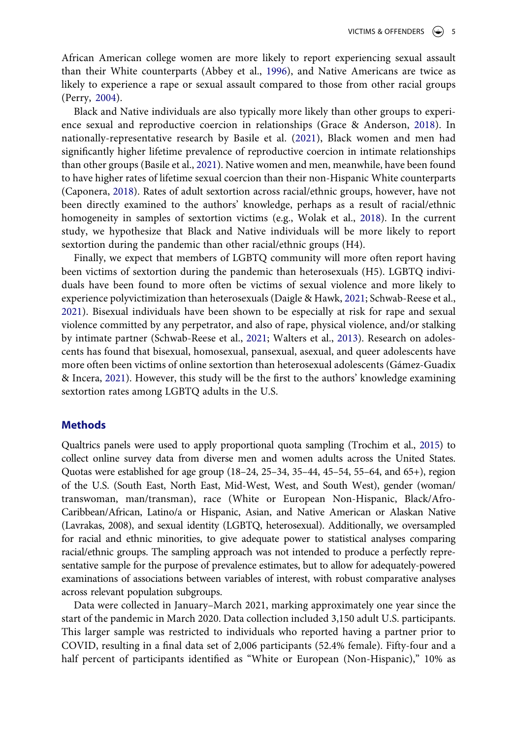African American college women are more likely to report experiencing sexual assault than their White counterparts (Abbey et al., 1996), and Native Americans are twice as likely to experience a rape or sexual assault compared to those from other racial groups (Perry, 2004).

Black and Native individuals are also typically more likely than other groups to experience sexual and reproductive coercion in relationships (Grace & Anderson, 2018). In nationally-representative research by Basile et al. (2021), Black women and men had significantly higher lifetime prevalence of reproductive coercion in intimate relationships than other groups (Basile et al., 2021). Native women and men, meanwhile, have been found to have higher rates of lifetime sexual coercion than their non-Hispanic White counterparts (Caponera, 2018). Rates of adult sextortion across racial/ethnic groups, however, have not been directly examined to the authors' knowledge, perhaps as a result of racial/ethnic homogeneity in samples of sextortion victims (e.g., Wolak et al., 2018). In the current study, we hypothesize that Black and Native individuals will be more likely to report sextortion during the pandemic than other racial/ethnic groups (H4).

Finally, we expect that members of LGBTQ community will more often report having been victims of sextortion during the pandemic than heterosexuals (H5). LGBTQ individuals have been found to more often be victims of sexual violence and more likely to experience polyvictimization than heterosexuals (Daigle & Hawk, 2021; Schwab-Reese et al., 2021). Bisexual individuals have been shown to be especially at risk for rape and sexual violence committed by any perpetrator, and also of rape, physical violence, and/or stalking by intimate partner (Schwab-Reese et al., 2021; Walters et al., 2013). Research on adolescents has found that bisexual, homosexual, pansexual, asexual, and queer adolescents have more often been victims of online sextortion than heterosexual adolescents (Gámez-Guadix & Incera, 2021). However, this study will be the first to the authors' knowledge examining sextortion rates among LGBTQ adults in the U.S.

## Methods

Qualtrics panels were used to apply proportional quota sampling (Trochim et al., 2015) to collect online survey data from diverse men and women adults across the United States. Quotas were established for age group (18–24, 25–34, 35–44, 45–54, 55–64, and 65+), region of the U.S. (South East, North East, Mid-West, West, and South West), gender (woman/transwoman, man/transman), race (White or European Non-Hispanic, Black/Afro-Caribbean/African, Latino/a or Hispanic, Asian, and Native American or Alaskan Native (Lavrakas, 2008), and sexual identity (LGBTQ, heterosexual). Additionally, we oversampled for racial and ethnic minorities, to give adequate power to statistical analyses comparing racial/ethnic groups. The sampling approach was not intended to produce a perfectly representative sample for the purpose of prevalence estimates, but to allow for adequately-powered examinations of associations between variables of interest, with robust comparative analyses across relevant population subgroups.

Data were collected in January–March 2021, marking approximately one year since the start of the pandemic in March 2020. Data collection included 3,150 adult U.S. participants. This larger sample was restricted to individuals who reported having a partner prior to COVID, resulting in a final data set of 2,006 participants (52.4% female). Fifty-four and a half percent of participants identified as "White or European (Non-Hispanic)," 10% as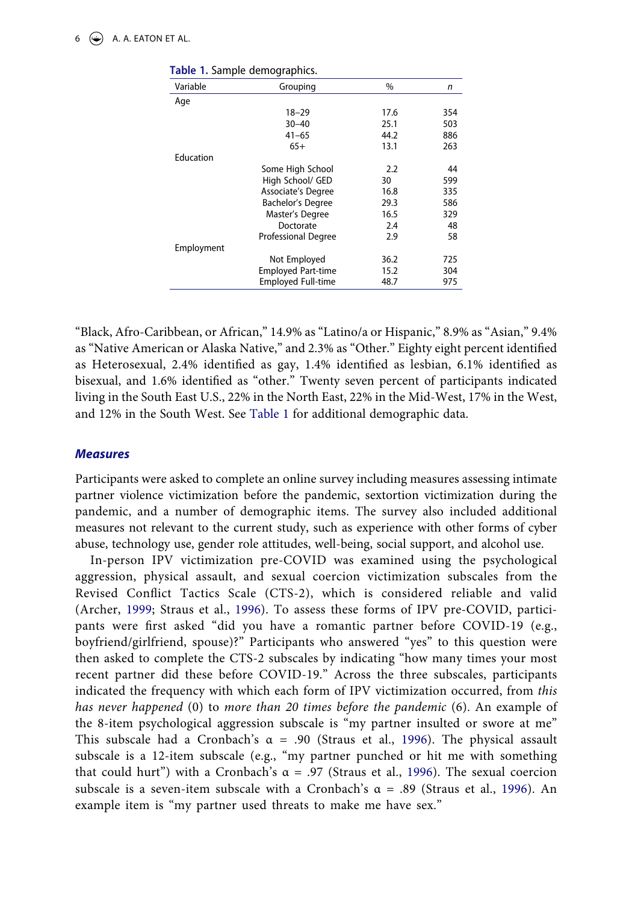Table 1. Sample demographics.

| Variable | Grouping | % | n |
|---|---|---|---|
| Age | | | |
| | 18–29 | 17.6 | 354 |
| | 30–40 | 25.1 | 503 |
| | 41–65 | 44.2 | 886 |
| | 65+ | 13.1 | 263 |
| Education | | | |
| | Some High School | 2.2 | 44 |
| | High School/ GED | 30 | 599 |
| | Associate's Degree | 16.8 | 335 |
| | Bachelor's Degree | 29.3 | 586 |
| | Master's Degree | 16.5 | 329 |
| | Doctorate | 2.4 | 48 |
| | Professional Degree | 2.9 | 58 |
| Employment | | | |
| | Not Employed | 36.2 | 725 |
| | Employed Part-time | 15.2 | 304 |
| | Employed Full-time | 48.7 | 975 |

"Black, Afro-Caribbean, or African," 14.9% as "Latino/a or Hispanic," 8.9% as "Asian," 9.4% as "Native American or Alaska Native," and 2.3% as "Other." Eighty eight percent identified as Heterosexual, 2.4% identified as gay, 1.4% identified as lesbian, 6.1% identified as bisexual, and 1.6% identified as "other." Twenty seven percent of participants indicated living in the South East U.S., 22% in the North East, 22% in the Mid-West, 17% in the West, and 12% in the South West. See Table 1 for additional demographic data.

### *Measures*

Participants were asked to complete an online survey including measures assessing intimate partner violence victimization before the pandemic, sextortion victimization during the pandemic, and a number of demographic items. The survey also included additional measures not relevant to the current study, such as experience with other forms of cyber abuse, technology use, gender role attitudes, well-being, social support, and alcohol use.

In-person IPV victimization pre-COVID was examined using the psychological aggression, physical assault, and sexual coercion victimization subscales from the Revised Conflict Tactics Scale (CTS-2), which is considered reliable and valid (Archer, 1999; Straus et al., 1996). To assess these forms of IPV pre-COVID, participants were first asked "did you have a romantic partner before COVID-19 (e.g., boyfriend/girlfriend, spouse)?" Participants who answered "yes" to this question were then asked to complete the CTS-2 subscales by indicating "how many times your most recent partner did these before COVID-19." Across the three subscales, participants indicated the frequency with which each form of IPV victimization occurred, from *this has never happened* (0) to *more than 20 times before the pandemic* (6). An example of the 8-item psychological aggression subscale is "my partner insulted or swore at me" This subscale had a Cronbach's α = .90 (Straus et al., 1996). The physical assault subscale is a 12-item subscale (e.g., "my partner punched or hit me with something that could hurt") with a Cronbach's α = .97 (Straus et al., 1996). The sexual coercion subscale is a seven-item subscale with a Cronbach's α = .89 (Straus et al., 1996). An example item is "my partner used threats to make me have sex."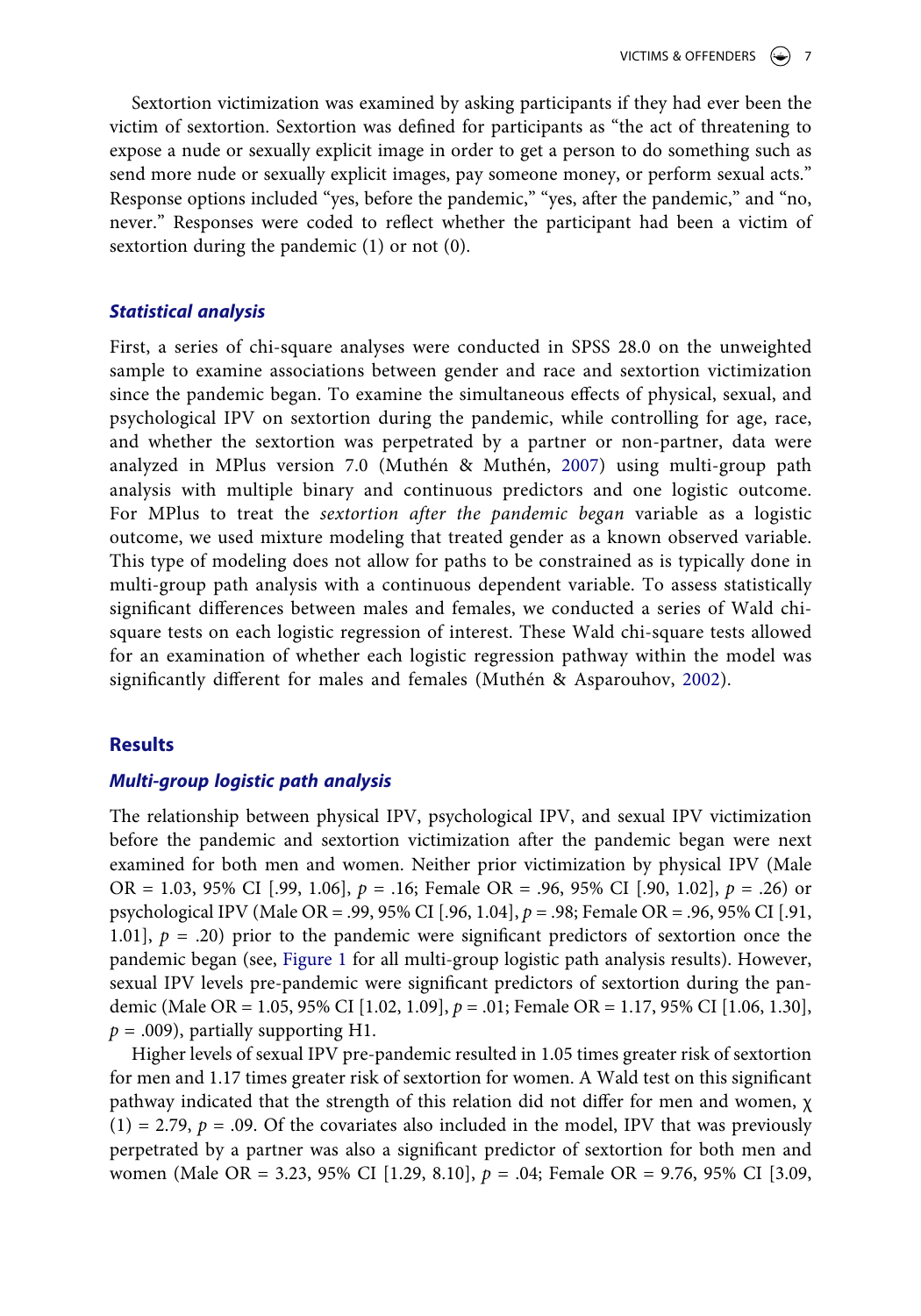Sextortion victimization was examined by asking participants if they had ever been the victim of sextortion. Sextortion was defined for participants as "the act of threatening to expose a nude or sexually explicit image in order to get a person to do something such as send more nude or sexually explicit images, pay someone money, or perform sexual acts." Response options included "yes, before the pandemic," "yes, after the pandemic," and "no, never." Responses were coded to reflect whether the participant had been a victim of sextortion during the pandemic (1) or not (0).

### *Statistical analysis*

First, a series of chi-square analyses were conducted in SPSS 28.0 on the unweighted sample to examine associations between gender and race and sextortion victimization since the pandemic began. To examine the simultaneous effects of physical, sexual, and psychological IPV on sextortion during the pandemic, while controlling for age, race, and whether the sextortion was perpetrated by a partner or non-partner, data were analyzed in MPlus version 7.0 (Muthén & Muthén, 2007) using multi-group path analysis with multiple binary and continuous predictors and one logistic outcome. For MPlus to treat the *sextortion after the pandemic began* variable as a logistic outcome, we used mixture modeling that treated gender as a known observed variable. This type of modeling does not allow for paths to be constrained as is typically done in multi-group path analysis with a continuous dependent variable. To assess statistically significant differences between males and females, we conducted a series of Wald chi-square tests on each logistic regression of interest. These Wald chi-square tests allowed for an examination of whether each logistic regression pathway within the model was significantly different for males and females (Muthén & Asparouhov, 2002).

## Results

### *Multi-group logistic path analysis*

The relationship between physical IPV, psychological IPV, and sexual IPV victimization before the pandemic and sextortion victimization after the pandemic began were next examined for both men and women. Neither prior victimization by physical IPV (Male OR = 1.03, 95% CI [.99, 1.06], $p$ = .16; Female OR = .96, 95% CI [.90, 1.02], $p$ = .26) or psychological IPV (Male OR = .99, 95% CI [.96, 1.04], $p$ = .98; Female OR = .96, 95% CI [.91, 1.01], $p$ = .20) prior to the pandemic were significant predictors of sextortion once the pandemic began (see, Figure 1 for all multi-group logistic path analysis results). However, sexual IPV levels pre-pandemic were significant predictors of sextortion during the pandemic (Male OR = 1.05, 95% CI [1.02, 1.09], $p$ = .01; Female OR = 1.17, 95% CI [1.06, 1.30], $p$ = .009), partially supporting H1.

Higher levels of sexual IPV pre-pandemic resulted in 1.05 times greater risk of sextortion for men and 1.17 times greater risk of sextortion for women. A Wald test on this significant pathway indicated that the strength of this relation did not differ for men and women, $\chi(1) = 2.79$, $p$ = .09. Of the covariates also included in the model, IPV that was previously perpetrated by a partner was also a significant predictor of sextortion for both men and women (Male OR = 3.23, 95% CI [1.29, 8.10], $p$ = .04; Female OR = 9.76, 95% CI [3.09,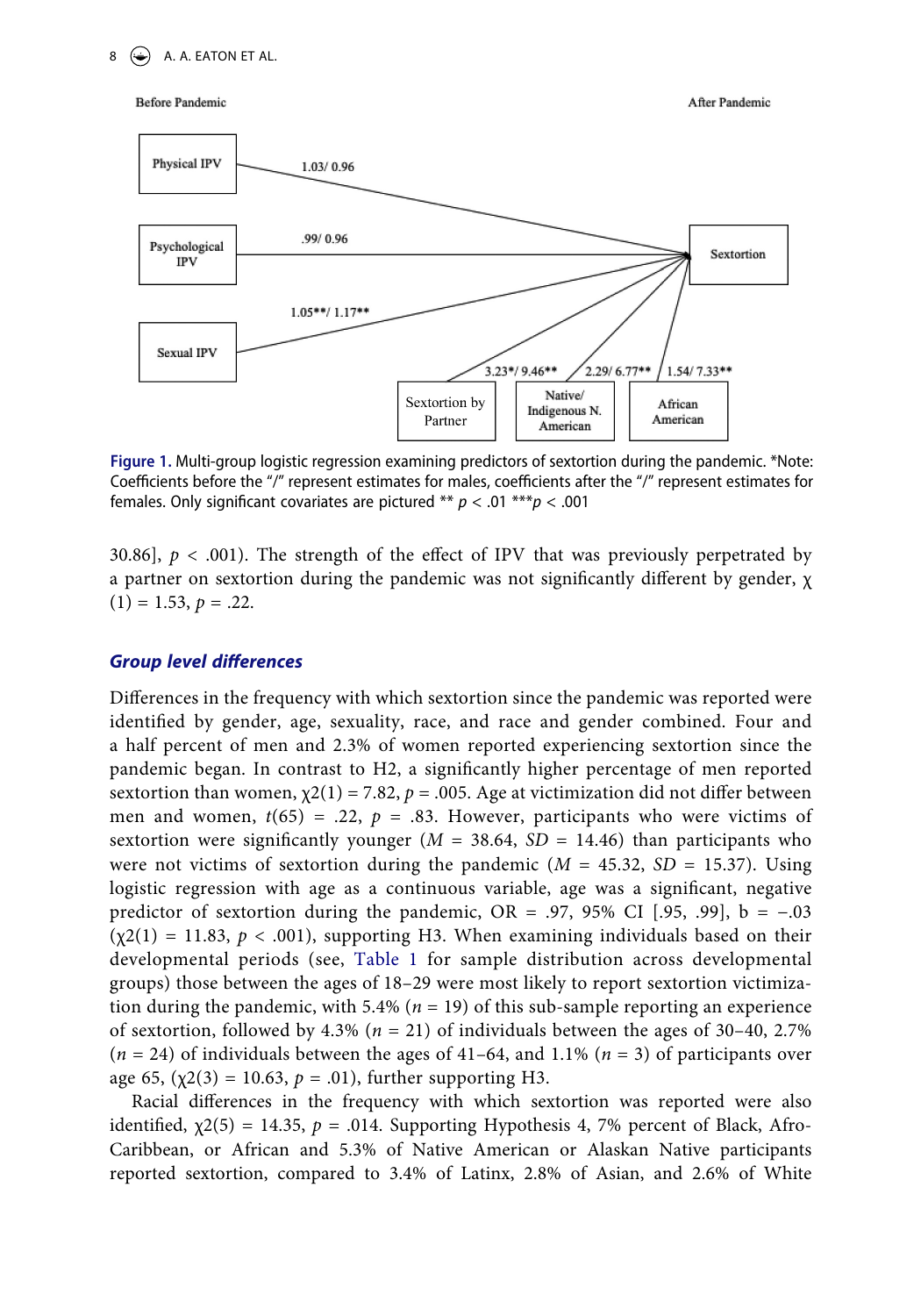Figure 1. Multi-group logistic regression examining predictors of sextortion during the pandemic. *Note: Coefficients before the "/" represent estimates for males, coefficients after the "/" represent estimates for females. Only significant covariates are pictured ** $p < .01$ *** $p < .001$

30.86], $p < .001$). The strength of the effect of IPV that was previously perpetrated by a partner on sextortion during the pandemic was not significantly different by gender, $\chi(1) = 1.53$, $p = .22$.

## *Group level differences*

Differences in the frequency with which sextortion since the pandemic was reported were identified by gender, age, sexuality, race, and race and gender combined. Four and a half percent of men and 2.3% of women reported experiencing sextortion since the pandemic began. In contrast to H2, a significantly higher percentage of men reported sextortion than women, $\chi2(1) = 7.82$, $p = .005$. Age at victimization did not differ between men and women, $t(65) = .22$, $p = .83$. However, participants who were victims of sextortion were significantly younger ($M = 38.64$, $SD = 14.46$) than participants who were not victims of sextortion during the pandemic ($M = 45.32$, $SD = 15.37$). Using logistic regression with age as a continuous variable, age was a significant, negative predictor of sextortion during the pandemic, OR = .97, 95% CI [.95, .99], b = −.03 ($\chi2(1) = 11.83$, $p < .001$), supporting H3. When examining individuals based on their developmental periods (see, Table 1 for sample distribution across developmental groups) those between the ages of 18–29 were most likely to report sextortion victimization during the pandemic, with 5.4% ($n = 19$) of this sub-sample reporting an experience of sextortion, followed by 4.3% ($n = 21$) of individuals between the ages of 30–40, 2.7% ($n = 24$) of individuals between the ages of 41–64, and 1.1% ($n = 3$) of participants over age 65, ($\chi2(3) = 10.63$, $p = .01$), further supporting H3.

Racial differences in the frequency with which sextortion was reported were also identified, $\chi2(5) = 14.35$, $p = .014$. Supporting Hypothesis 4, 7% percent of Black, Afro-Caribbean, or African and 5.3% of Native American or Alaskan Native participants reported sextortion, compared to 3.4% of Latinx, 2.8% of Asian, and 2.6% of White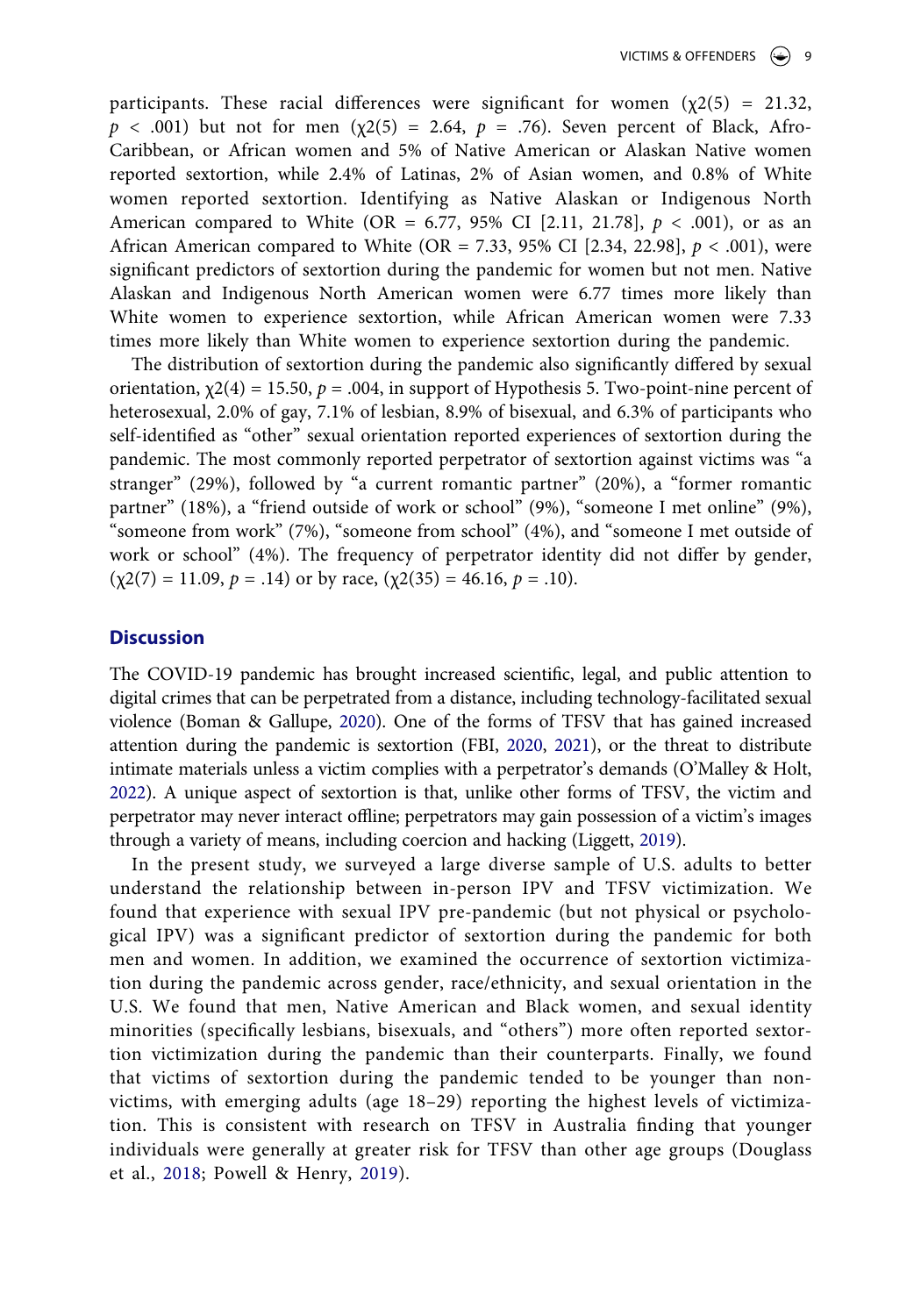participants. These racial differences were significant for women ($\chi2(5) = 21.32$, $p < .001$) but not for men ($\chi2(5) = 2.64$, $p = .76$). Seven percent of Black, Afro-Caribbean, or African women and 5% of Native American or Alaskan Native women reported sextortion, while 2.4% of Latinas, 2% of Asian women, and 0.8% of White women reported sextortion. Identifying as Native Alaskan or Indigenous North American compared to White (OR = 6.77, 95% CI [2.11, 21.78], $p < .001$), or as an African American compared to White (OR = 7.33, 95% CI [2.34, 22.98], $p < .001$), were significant predictors of sextortion during the pandemic for women but not men. Native Alaskan and Indigenous North American women were 6.77 times more likely than White women to experience sextortion, while African American women were 7.33 times more likely than White women to experience sextortion during the pandemic.

The distribution of sextortion during the pandemic also significantly differed by sexual orientation, $\chi2(4) = 15.50$, $p = .004$, in support of Hypothesis 5. Two-point-nine percent of heterosexual, 2.0% of gay, 7.1% of lesbian, 8.9% of bisexual, and 6.3% of participants who self-identified as "other" sexual orientation reported experiences of sextortion during the pandemic. The most commonly reported perpetrator of sextortion against victims was "a stranger" (29%), followed by "a current romantic partner" (20%), a "former romantic partner" (18%), a "friend outside of work or school" (9%), "someone I met online" (9%), "someone from work" (7%), "someone from school" (4%), and "someone I met outside of work or school" (4%). The frequency of perpetrator identity did not differ by gender, ($\chi2(7) = 11.09$, $p = .14$) or by race, ($\chi2(35) = 46.16$, $p = .10$).

## Discussion

The COVID-19 pandemic has brought increased scientific, legal, and public attention to digital crimes that can be perpetrated from a distance, including technology-facilitated sexual violence (Boman & Gallupe, 2020). One of the forms of TFSV that has gained increased attention during the pandemic is sextortion (FBI, 2020, 2021), or the threat to distribute intimate materials unless a victim complies with a perpetrator's demands (O'Malley & Holt, 2022). A unique aspect of sextortion is that, unlike other forms of TFSV, the victim and perpetrator may never interact offline; perpetrators may gain possession of a victim's images through a variety of means, including coercion and hacking (Liggett, 2019).

In the present study, we surveyed a large diverse sample of U.S. adults to better understand the relationship between in-person IPV and TFSV victimization. We found that experience with sexual IPV pre-pandemic (but not physical or psychological IPV) was a significant predictor of sextortion during the pandemic for both men and women. In addition, we examined the occurrence of sextortion victimization during the pandemic across gender, race/ethnicity, and sexual orientation in the U.S. We found that men, Native American and Black women, and sexual identity minorities (specifically lesbians, bisexuals, and "others") more often reported sextortion victimization during the pandemic than their counterparts. Finally, we found that victims of sextortion during the pandemic tended to be younger than non-victims, with emerging adults (age 18–29) reporting the highest levels of victimization. This is consistent with research on TFSV in Australia finding that younger individuals were generally at greater risk for TFSV than other age groups (Douglass et al., 2018; Powell & Henry, 2019).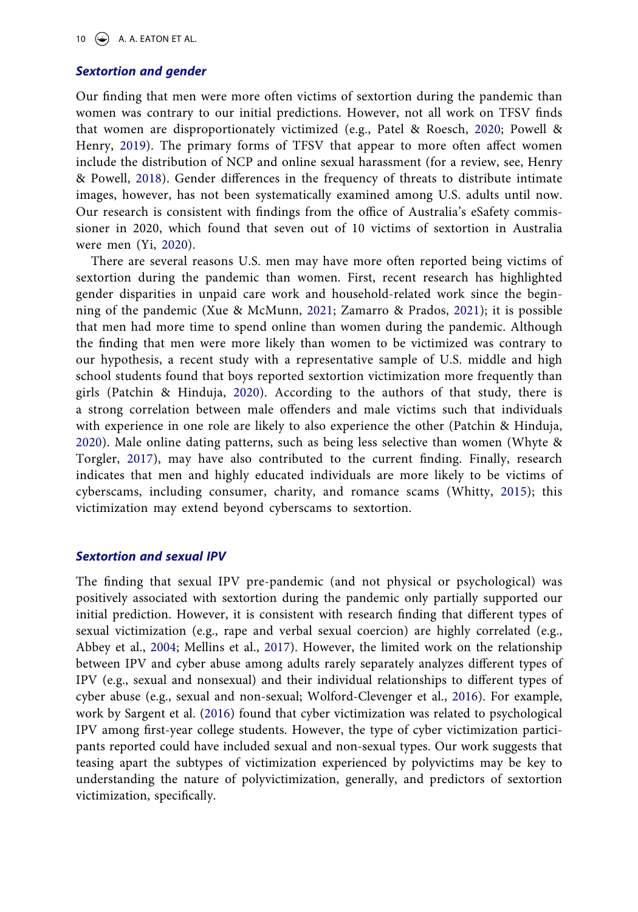### *Sextortion and gender*

Our finding that men were more often victims of sextortion during the pandemic than women was contrary to our initial predictions. However, not all work on TFSV finds that women are disproportionately victimized (e.g., Patel & Roesch, 2020; Powell & Henry, 2019). The primary forms of TFSV that appear to more often affect women include the distribution of NCP and online sexual harassment (for a review, see, Henry & Powell, 2018). Gender differences in the frequency of threats to distribute intimate images, however, has not been systematically examined among U.S. adults until now. Our research is consistent with findings from the office of Australia's eSafety commissioner in 2020, which found that seven out of 10 victims of sextortion in Australia were men (Yi, 2020).

There are several reasons U.S. men may have more often reported being victims of sextortion during the pandemic than women. First, recent research has highlighted gender disparities in unpaid care work and household-related work since the beginning of the pandemic (Xue & McMunn, 2021; Zamarro & Prados, 2021); it is possible that men had more time to spend online than women during the pandemic. Although the finding that men were more likely than women to be victimized was contrary to our hypothesis, a recent study with a representative sample of U.S. middle and high school students found that boys reported sextortion victimization more frequently than girls (Patchin & Hinduja, 2020). According to the authors of that study, there is a strong correlation between male offenders and male victims such that individuals with experience in one role are likely to also experience the other (Patchin & Hinduja, 2020). Male online dating patterns, such as being less selective than women (Whyte & Torgler, 2017), may have also contributed to the current finding. Finally, research indicates that men and highly educated individuals are more likely to be victims of cyberscams, including consumer, charity, and romance scams (Whitty, 2015); this victimization may extend beyond cyberscams to sextortion.

### *Sextortion and sexual IPV*

The finding that sexual IPV pre-pandemic (and not physical or psychological) was positively associated with sextortion during the pandemic only partially supported our initial prediction. However, it is consistent with research finding that different types of sexual victimization (e.g., rape and verbal sexual coercion) are highly correlated (e.g., Abbey et al., 2004; Mellins et al., 2017). However, the limited work on the relationship between IPV and cyber abuse among adults rarely separately analyzes different types of IPV (e.g., sexual and nonsexual) and their individual relationships to different types of cyber abuse (e.g., sexual and non-sexual; Wolford-Clevenger et al., 2016). For example, work by Sargent et al. (2016) found that cyber victimization was related to psychological IPV among first-year college students. However, the type of cyber victimization participants reported could have included sexual and non-sexual types. Our work suggests that teasing apart the subtypes of victimization experienced by polyvictims may be key to understanding the nature of polyvictimization, generally, and predictors of sextortion victimization, specifically.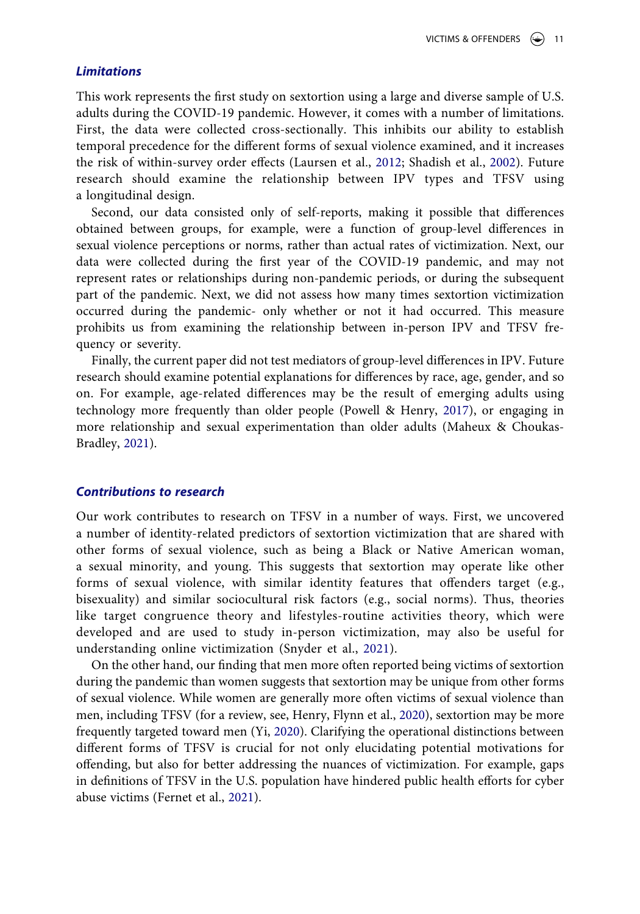### *Limitations*

This work represents the first study on sextortion using a large and diverse sample of U.S. adults during the COVID-19 pandemic. However, it comes with a number of limitations. First, the data were collected cross-sectionally. This inhibits our ability to establish temporal precedence for the different forms of sexual violence examined, and it increases the risk of within-survey order effects (Laursen et al., 2012; Shadish et al., 2002). Future research should examine the relationship between IPV types and TFSV using a longitudinal design.

Second, our data consisted only of self-reports, making it possible that differences obtained between groups, for example, were a function of group-level differences in sexual violence perceptions or norms, rather than actual rates of victimization. Next, our data were collected during the first year of the COVID-19 pandemic, and may not represent rates or relationships during non-pandemic periods, or during the subsequent part of the pandemic. Next, we did not assess how many times sextortion victimization occurred during the pandemic- only whether or not it had occurred. This measure prohibits us from examining the relationship between in-person IPV and TFSV frequency or severity.

Finally, the current paper did not test mediators of group-level differences in IPV. Future research should examine potential explanations for differences by race, age, gender, and so on. For example, age-related differences may be the result of emerging adults using technology more frequently than older people (Powell & Henry, 2017), or engaging in more relationship and sexual experimentation than older adults (Maheux & Choukas-Bradley, 2021).

### *Contributions to research*

Our work contributes to research on TFSV in a number of ways. First, we uncovered a number of identity-related predictors of sextortion victimization that are shared with other forms of sexual violence, such as being a Black or Native American woman, a sexual minority, and young. This suggests that sextortion may operate like other forms of sexual violence, with similar identity features that offenders target (e.g., bisexuality) and similar sociocultural risk factors (e.g., social norms). Thus, theories like target congruence theory and lifestyles-routine activities theory, which were developed and are used to study in-person victimization, may also be useful for understanding online victimization (Snyder et al., 2021).

On the other hand, our finding that men more often reported being victims of sextortion during the pandemic than women suggests that sextortion may be unique from other forms of sexual violence. While women are generally more often victims of sexual violence than men, including TFSV (for a review, see, Henry, Flynn et al., 2020), sextortion may be more frequently targeted toward men (Yi, 2020). Clarifying the operational distinctions between different forms of TFSV is crucial for not only elucidating potential motivations for offending, but also for better addressing the nuances of victimization. For example, gaps in definitions of TFSV in the U.S. population have hindered public health efforts for cyber abuse victims (Fernet et al., 2021).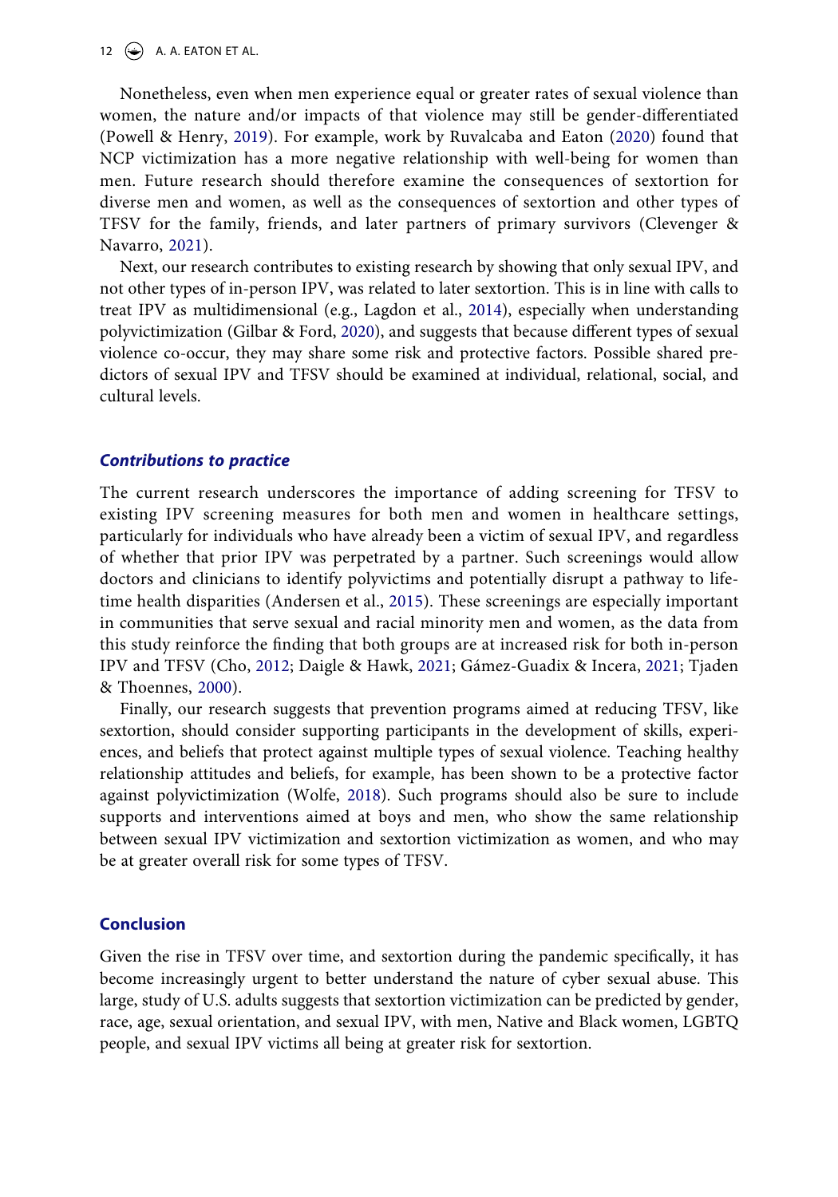Nonetheless, even when men experience equal or greater rates of sexual violence than women, the nature and/or impacts of that violence may still be gender-differentiated (Powell & Henry, 2019). For example, work by Ruvalcaba and Eaton (2020) found that NCP victimization has a more negative relationship with well-being for women than men. Future research should therefore examine the consequences of sextortion for diverse men and women, as well as the consequences of sextortion and other types of TFSV for the family, friends, and later partners of primary survivors (Clevenger & Navarro, 2021).

Next, our research contributes to existing research by showing that only sexual IPV, and not other types of in-person IPV, was related to later sextortion. This is in line with calls to treat IPV as multidimensional (e.g., Lagdon et al., 2014), especially when understanding polyvictimization (Gilbar & Ford, 2020), and suggests that because different types of sexual violence co-occur, they may share some risk and protective factors. Possible shared predictors of sexual IPV and TFSV should be examined at individual, relational, social, and cultural levels.

### *Contributions to practice*

The current research underscores the importance of adding screening for TFSV to existing IPV screening measures for both men and women in healthcare settings, particularly for individuals who have already been a victim of sexual IPV, and regardless of whether that prior IPV was perpetrated by a partner. Such screenings would allow doctors and clinicians to identify polyvictims and potentially disrupt a pathway to lifetime health disparities (Andersen et al., 2015). These screenings are especially important in communities that serve sexual and racial minority men and women, as the data from this study reinforce the finding that both groups are at increased risk for both in-person IPV and TFSV (Cho, 2012; Daigle & Hawk, 2021; Gámez-Guadix & Incera, 2021; Tjaden & Thoennes, 2000).

Finally, our research suggests that prevention programs aimed at reducing TFSV, like sextortion, should consider supporting participants in the development of skills, experiences, and beliefs that protect against multiple types of sexual violence. Teaching healthy relationship attitudes and beliefs, for example, has been shown to be a protective factor against polyvictimization (Wolfe, 2018). Such programs should also be sure to include supports and interventions aimed at boys and men, who show the same relationship between sexual IPV victimization and sextortion victimization as women, and who may be at greater overall risk for some types of TFSV.

## Conclusion

Given the rise in TFSV over time, and sextortion during the pandemic specifically, it has become increasingly urgent to better understand the nature of cyber sexual abuse. This large, study of U.S. adults suggests that sextortion victimization can be predicted by gender, race, age, sexual orientation, and sexual IPV, with men, Native and Black women, LGBTQ people, and sexual IPV victims all being at greater risk for sextortion.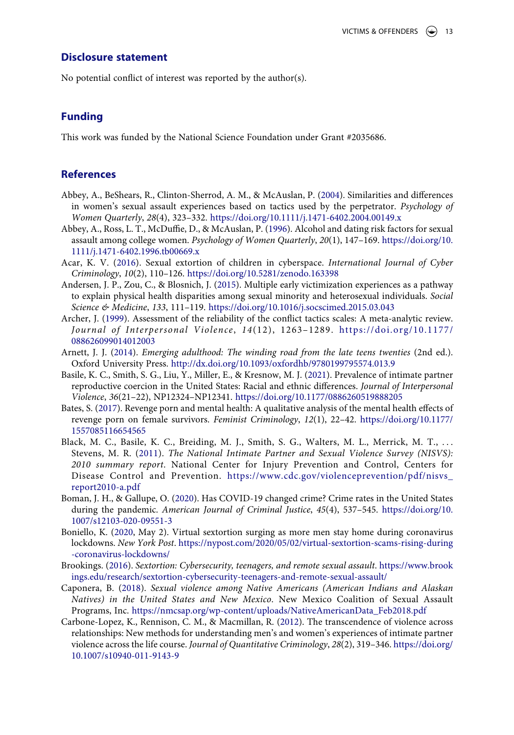## Disclosure statement

No potential conflict of interest was reported by the author(s).

## Funding

This work was funded by the National Science Foundation under Grant #2035686.

## References

Abbey, A., BeShears, R., Clinton-Sherrod, A. M., & McAuslan, P. (2004). Similarities and differences in women's sexual assault experiences based on tactics used by the perpetrator. *Psychology of Women Quarterly*, *28*(4), 323–332. https://doi.org/10.1111/j.1471-6402.2004.00149.x

Abbey, A., Ross, L. T., McDuffie, D., & McAuslan, P. (1996). Alcohol and dating risk factors for sexual assault among college women. *Psychology of Women Quarterly*, *20*(1), 147–169. https://doi.org/10.1111/j.1471-6402.1996.tb00669.x

Acar, K. V. (2016). Sexual extortion of children in cyberspace. *International Journal of Cyber Criminology*, *10*(2), 110–126. https://doi.org/10.5281/zenodo.163398

Andersen, J. P., Zou, C., & Blosnich, J. (2015). Multiple early victimization experiences as a pathway to explain physical health disparities among sexual minority and heterosexual individuals. *Social Science & Medicine*, *133*, 111–119. https://doi.org/10.1016/j.socscimed.2015.03.043

Archer, J. (1999). Assessment of the reliability of the conflict tactics scales: A meta-analytic review. *Journal of Interpersonal Violence*, *14*(12), 1263–1289. https://doi.org/10.1177/088626099014012003

Arnett, J. J. (2014). *Emerging adulthood: The winding road from the late teens twenties* (2nd ed.). Oxford University Press. http://dx.doi.org/10.1093/oxfordhb/9780199795574.013.9

Basile, K. C., Smith, S. G., Liu, Y., Miller, E., & Kresnow, M. J. (2021). Prevalence of intimate partner reproductive coercion in the United States: Racial and ethnic differences. *Journal of Interpersonal Violence*, *36*(21–22), NP12324–NP12341. https://doi.org/10.1177/0886260519888205

Bates, S. (2017). Revenge porn and mental health: A qualitative analysis of the mental health effects of revenge porn on female survivors. *Feminist Criminology*, *12*(1), 22–42. https://doi.org/10.1177/1557085116654565

Black, M. C., Basile, K. C., Breiding, M. J., Smith, S. G., Walters, M. L., Merrick, M. T., . . . Stevens, M. R. (2011). *The National Intimate Partner and Sexual Violence Survey (NISVS): 2010 summary report*. National Center for Injury Prevention and Control, Centers for Disease Control and Prevention. https://www.cdc.gov/violenceprevention/pdf/nisvs_report2010-a.pdf

Boman, J. H., & Gallupe, O. (2020). Has COVID-19 changed crime? Crime rates in the United States during the pandemic. *American Journal of Criminal Justice*, *45*(4), 537–545. https://doi.org/10.1007/s12103-020-09551-3

Boniello, K. (2020, May 2). Virtual sextortion surging as more men stay home during coronavirus lockdowns. *New York Post*. https://nypost.com/2020/05/02/virtual-sextortion-scams-rising-during-coronavirus-lockdowns/

Brookings. (2016). *Sextortion: Cybersecurity, teenagers, and remote sexual assault*. https://www.brookings.edu/research/sextortion-cybersecurity-teenagers-and-remote-sexual-assault/

Caponera, B. (2018). *Sexual violence among Native Americans (American Indians and Alaskan Natives) in the United States and New Mexico*. New Mexico Coalition of Sexual Assault Programs, Inc. https://nmcsap.org/wp-content/uploads/NativeAmericanData_Feb2018.pdf

Carbone-Lopez, K., Rennison, C. M., & Macmillan, R. (2012). The transcendence of violence across relationships: New methods for understanding men's and women's experiences of intimate partner violence across the life course. *Journal of Quantitative Criminology*, *28*(2), 319–346. https://doi.org/10.1007/s10940-011-9143-9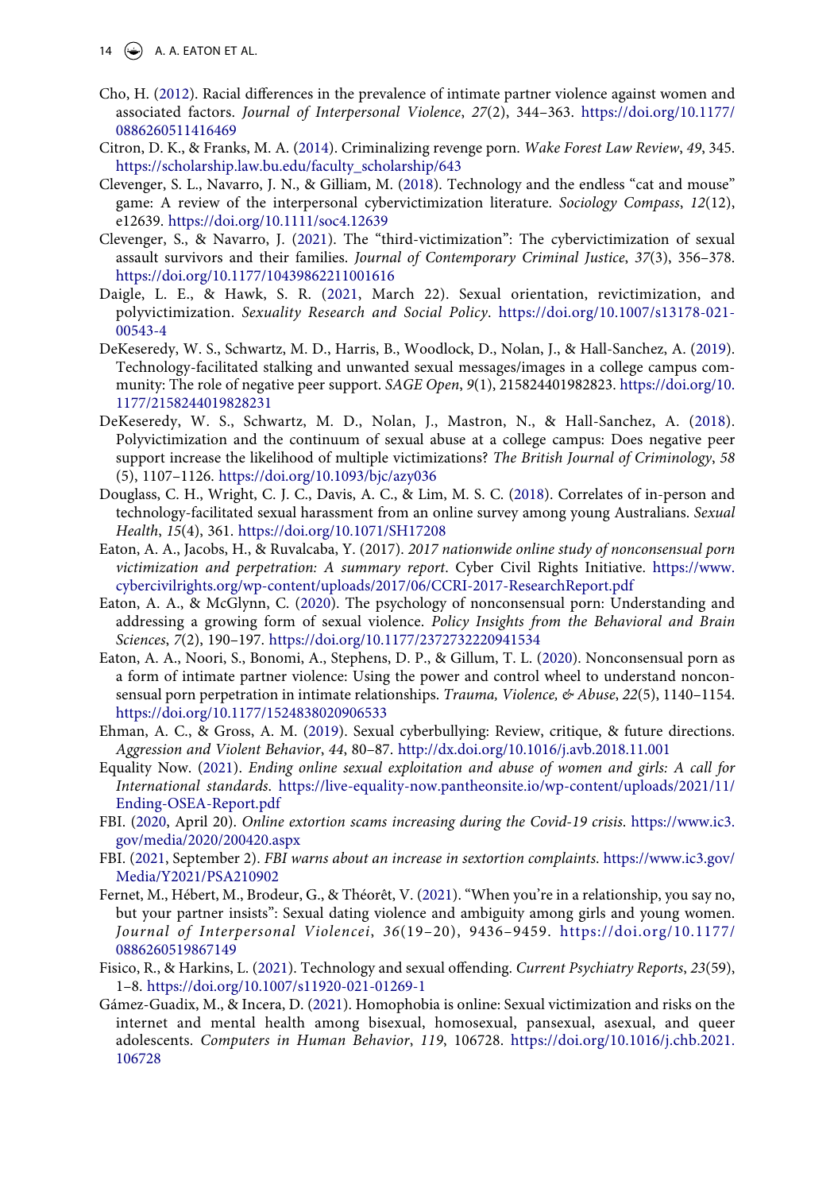Cho, H. (2012). Racial differences in the prevalence of intimate partner violence against women and associated factors. *Journal of Interpersonal Violence*, *27*(2), 344–363. https://doi.org/10.1177/0886260511416469

Citron, D. K., & Franks, M. A. (2014). Criminalizing revenge porn. *Wake Forest Law Review*, *49*, 345. https://scholarship.law.bu.edu/faculty_scholarship/643

Clevenger, S. L., Navarro, J. N., & Gilliam, M. (2018). Technology and the endless "cat and mouse" game: A review of the interpersonal cybervictimization literature. *Sociology Compass*, *12*(12), e12639. https://doi.org/10.1111/soc4.12639

Clevenger, S., & Navarro, J. (2021). The "third-victimization": The cybervictimization of sexual assault survivors and their families. *Journal of Contemporary Criminal Justice*, *37*(3), 356–378. https://doi.org/10.1177/10439862211001616

Daigle, L. E., & Hawk, S. R. (2021, March 22). Sexual orientation, revictimization, and polyvictimization. *Sexuality Research and Social Policy*. https://doi.org/10.1007/s13178-021-00543-4

DeKeseredy, W. S., Schwartz, M. D., Harris, B., Woodlock, D., Nolan, J., & Hall-Sanchez, A. (2019). Technology-facilitated stalking and unwanted sexual messages/images in a college campus community: The role of negative peer support. *SAGE Open*, *9*(1), 215824401982823. https://doi.org/10.1177/2158244019828231

DeKeseredy, W. S., Schwartz, M. D., Nolan, J., Mastron, N., & Hall-Sanchez, A. (2018). Polyvictimization and the continuum of sexual abuse at a college campus: Does negative peer support increase the likelihood of multiple victimizations? *The British Journal of Criminology*, *58*(5), 1107–1126. https://doi.org/10.1093/bjc/azy036

Douglass, C. H., Wright, C. J. C., Davis, A. C., & Lim, M. S. C. (2018). Correlates of in-person and technology-facilitated sexual harassment from an online survey among young Australians. *Sexual Health*, *15*(4), 361. https://doi.org/10.1071/SH17208

Eaton, A. A., Jacobs, H., & Ruvalcaba, Y. (2017). *2017 nationwide online study of nonconsensual porn victimization and perpetration: A summary report*. Cyber Civil Rights Initiative. https://www.cybercivilrights.org/wp-content/uploads/2017/06/CCRI-2017-ResearchReport.pdf

Eaton, A. A., & McGlynn, C. (2020). The psychology of nonconsensual porn: Understanding and addressing a growing form of sexual violence. *Policy Insights from the Behavioral and Brain Sciences*, *7*(2), 190–197. https://doi.org/10.1177/2372732220941534

Eaton, A. A., Noori, S., Bonomi, A., Stephens, D. P., & Gillum, T. L. (2020). Nonconsensual porn as a form of intimate partner violence: Using the power and control wheel to understand nonconsensual porn perpetration in intimate relationships. *Trauma, Violence, & Abuse*, *22*(5), 1140–1154. https://doi.org/10.1177/1524838020906533

Ehman, A. C., & Gross, A. M. (2019). Sexual cyberbullying: Review, critique, & future directions. *Aggression and Violent Behavior*, *44*, 80–87. http://dx.doi.org/10.1016/j.avb.2018.11.001

Equality Now. (2021). *Ending online sexual exploitation and abuse of women and girls: A call for International standards*. https://live-equality-now.pantheonsite.io/wp-content/uploads/2021/11/Ending-OSEA-Report.pdf

FBI. (2020, April 20). *Online extortion scams increasing during the Covid-19 crisis*. https://www.ic3.gov/media/2020/200420.aspx

FBI. (2021, September 2). *FBI warns about an increase in sextortion complaints*. https://www.ic3.gov/Media/Y2021/PSA210902

Fernet, M., Hébert, M., Brodeur, G., & Théorêt, V. (2021). "When you're in a relationship, you say no, but your partner insists": Sexual dating violence and ambiguity among girls and young women. *Journal of Interpersonal Violencei*, *36*(19–20), 9436–9459. https://doi.org/10.1177/0886260519867149

Fisico, R., & Harkins, L. (2021). Technology and sexual offending. *Current Psychiatry Reports*, *23*(59), 1–8. https://doi.org/10.1007/s11920-021-01269-1

Gámez-Guadix, M., & Incera, D. (2021). Homophobia is online: Sexual victimization and risks on the internet and mental health among bisexual, homosexual, pansexual, asexual, and queer adolescents. *Computers in Human Behavior*, *119*, 106728. https://doi.org/10.1016/j.chb.2021.106728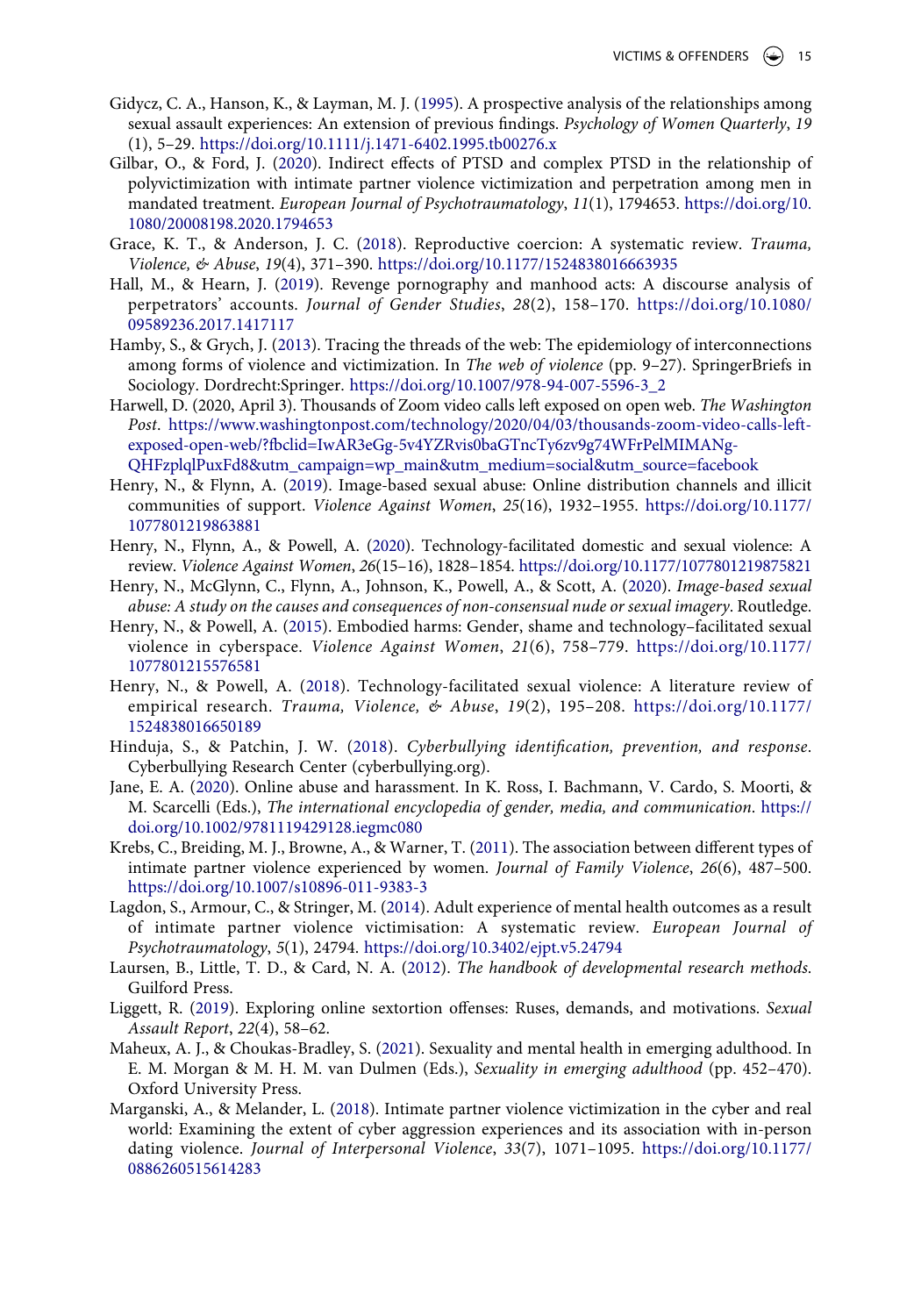Gidycz, C. A., Hanson, K., & Layman, M. J. (1995). A prospective analysis of the relationships among sexual assault experiences: An extension of previous findings. *Psychology of Women Quarterly*, *19* (1), 5–29. https://doi.org/10.1111/j.1471-6402.1995.tb00276.x

Gilbar, O., & Ford, J. (2020). Indirect effects of PTSD and complex PTSD in the relationship of polyvictimization with intimate partner violence victimization and perpetration among men in mandated treatment. *European Journal of Psychotraumatology*, *11*(1), 1794653. https://doi.org/10.1080/20008198.2020.1794653

Grace, K. T., & Anderson, J. C. (2018). Reproductive coercion: A systematic review. *Trauma, Violence, & Abuse*, *19*(4), 371–390. https://doi.org/10.1177/1524838016663935

Hall, M., & Hearn, J. (2019). Revenge pornography and manhood acts: A discourse analysis of perpetrators' accounts. *Journal of Gender Studies*, *28*(2), 158–170. https://doi.org/10.1080/09589236.2017.1417117

Hamby, S., & Grych, J. (2013). Tracing the threads of the web: The epidemiology of interconnections among forms of violence and victimization. In *The web of violence* (pp. 9–27). SpringerBriefs in Sociology. Dordrecht:Springer. https://doi.org/10.1007/978-94-007-5596-3_2

Harwell, D. (2020, April 3). Thousands of Zoom video calls left exposed on open web. *The Washington Post*. https://www.washingtonpost.com/technology/2020/04/03/thousands-zoom-video-calls-left-exposed-open-web/?fbclid=IwAR3eGg-5v4YZRvis0baGTncTy6zv9g74WFrPelMIMANg-QHFzplqlPuxFd8&utm_campaign=wp_main&utm_medium=social&utm_source=facebook

Henry, N., & Flynn, A. (2019). Image-based sexual abuse: Online distribution channels and illicit communities of support. *Violence Against Women*, *25*(16), 1932–1955. https://doi.org/10.1177/1077801219863881

Henry, N., Flynn, A., & Powell, A. (2020). Technology-facilitated domestic and sexual violence: A review. *Violence Against Women*, *26*(15–16), 1828–1854. https://doi.org/10.1177/1077801219875821

Henry, N., McGlynn, C., Flynn, A., Johnson, K., Powell, A., & Scott, A. (2020). *Image-based sexual abuse: A study on the causes and consequences of non-consensual nude or sexual imagery*. Routledge.

Henry, N., & Powell, A. (2015). Embodied harms: Gender, shame and technology–facilitated sexual violence in cyberspace. *Violence Against Women*, *21*(6), 758–779. https://doi.org/10.1177/1077801215576581

Henry, N., & Powell, A. (2018). Technology-facilitated sexual violence: A literature review of empirical research. *Trauma, Violence, & Abuse*, *19*(2), 195–208. https://doi.org/10.1177/1524838016650189

Hinduja, S., & Patchin, J. W. (2018). *Cyberbullying identification, prevention, and response*. Cyberbullying Research Center (cyberbullying.org).

Jane, E. A. (2020). Online abuse and harassment. In K. Ross, I. Bachmann, V. Cardo, S. Moorti, & M. Scarcelli (Eds.), *The international encyclopedia of gender, media, and communication*. https://doi.org/10.1002/9781119429128.iegmc080

Krebs, C., Breiding, M. J., Browne, A., & Warner, T. (2011). The association between different types of intimate partner violence experienced by women. *Journal of Family Violence*, *26*(6), 487–500. https://doi.org/10.1007/s10896-011-9383-3

Lagdon, S., Armour, C., & Stringer, M. (2014). Adult experience of mental health outcomes as a result of intimate partner violence victimisation: A systematic review. *European Journal of Psychotraumatology*, *5*(1), 24794. https://doi.org/10.3402/ejpt.v5.24794

Laursen, B., Little, T. D., & Card, N. A. (2012). *The handbook of developmental research methods*. Guilford Press.

Liggett, R. (2019). Exploring online sextortion offenses: Ruses, demands, and motivations. *Sexual Assault Report*, *22*(4), 58–62.

Maheux, A. J., & Choukas-Bradley, S. (2021). Sexuality and mental health in emerging adulthood. In E. M. Morgan & M. H. M. van Dulmen (Eds.), *Sexuality in emerging adulthood* (pp. 452–470). Oxford University Press.

Marganski, A., & Melander, L. (2018). Intimate partner violence victimization in the cyber and real world: Examining the extent of cyber aggression experiences and its association with in-person dating violence. *Journal of Interpersonal Violence*, *33*(7), 1071–1095. https://doi.org/10.1177/0886260515614283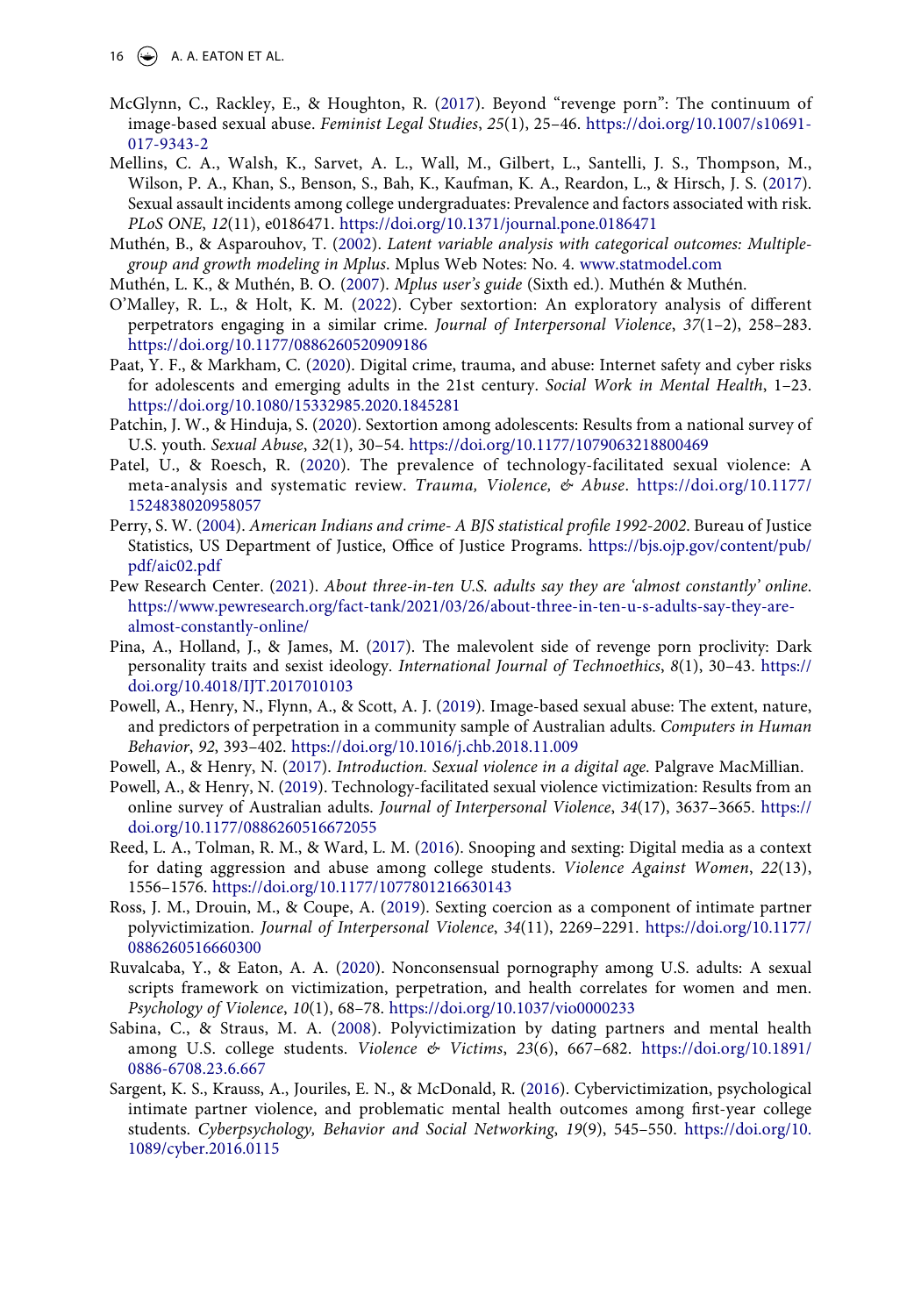McGlynn, C., Rackley, E., & Houghton, R. (2017). Beyond "revenge porn": The continuum of image-based sexual abuse. *Feminist Legal Studies*, *25*(1), 25–46. https://doi.org/10.1007/s10691-017-9343-2

Mellins, C. A., Walsh, K., Sarvet, A. L., Wall, M., Gilbert, L., Santelli, J. S., Thompson, M., Wilson, P. A., Khan, S., Benson, S., Bah, K., Kaufman, K. A., Reardon, L., & Hirsch, J. S. (2017). Sexual assault incidents among college undergraduates: Prevalence and factors associated with risk. *PLoS ONE*, *12*(11), e0186471. https://doi.org/10.1371/journal.pone.0186471

Muthén, B., & Asparouhov, T. (2002). *Latent variable analysis with categorical outcomes: Multiple-group and growth modeling in Mplus*. Mplus Web Notes: No. 4. www.statmodel.com

Muthén, L. K., & Muthén, B. O. (2007). *Mplus user's guide* (Sixth ed.). Muthén & Muthén.

O'Malley, R. L., & Holt, K. M. (2022). Cyber sextortion: An exploratory analysis of different perpetrators engaging in a similar crime. *Journal of Interpersonal Violence*, *37*(1–2), 258–283. https://doi.org/10.1177/0886260520909186

Paat, Y. F., & Markham, C. (2020). Digital crime, trauma, and abuse: Internet safety and cyber risks for adolescents and emerging adults in the 21st century. *Social Work in Mental Health*, 1–23. https://doi.org/10.1080/15332985.2020.1845281

Patchin, J. W., & Hinduja, S. (2020). Sextortion among adolescents: Results from a national survey of U.S. youth. *Sexual Abuse*, *32*(1), 30–54. https://doi.org/10.1177/1079063218800469

Patel, U., & Roesch, R. (2020). The prevalence of technology-facilitated sexual violence: A meta-analysis and systematic review. *Trauma, Violence, & Abuse*. https://doi.org/10.1177/1524838020958057

Perry, S. W. (2004). *American Indians and crime- A BJS statistical profile 1992-2002*. Bureau of Justice Statistics, US Department of Justice, Office of Justice Programs. https://bjs.ojp.gov/content/pub/pdf/aic02.pdf

Pew Research Center. (2021). *About three-in-ten U.S. adults say they are 'almost constantly' online*. https://www.pewresearch.org/fact-tank/2021/03/26/about-three-in-ten-u-s-adults-say-they-are-almost-constantly-online/

Pina, A., Holland, J., & James, M. (2017). The malevolent side of revenge porn proclivity: Dark personality traits and sexist ideology. *International Journal of Technoethics*, *8*(1), 30–43. https://doi.org/10.4018/IJT.2017010103

Powell, A., Henry, N., Flynn, A., & Scott, A. J. (2019). Image-based sexual abuse: The extent, nature, and predictors of perpetration in a community sample of Australian adults. *Computers in Human Behavior*, *92*, 393–402. https://doi.org/10.1016/j.chb.2018.11.009

Powell, A., & Henry, N. (2017). *Introduction. Sexual violence in a digital age*. Palgrave MacMillian.

Powell, A., & Henry, N. (2019). Technology-facilitated sexual violence victimization: Results from an online survey of Australian adults. *Journal of Interpersonal Violence*, *34*(17), 3637–3665. https://doi.org/10.1177/0886260516672055

Reed, L. A., Tolman, R. M., & Ward, L. M. (2016). Snooping and sexting: Digital media as a context for dating aggression and abuse among college students. *Violence Against Women*, *22*(13), 1556–1576. https://doi.org/10.1177/1077801216630143

Ross, J. M., Drouin, M., & Coupe, A. (2019). Sexting coercion as a component of intimate partner polyvictimization. *Journal of Interpersonal Violence*, *34*(11), 2269–2291. https://doi.org/10.1177/0886260516660300

Ruvalcaba, Y., & Eaton, A. A. (2020). Nonconsensual pornography among U.S. adults: A sexual scripts framework on victimization, perpetration, and health correlates for women and men. *Psychology of Violence*, *10*(1), 68–78. https://doi.org/10.1037/vio0000233

Sabina, C., & Straus, M. A. (2008). Polyvictimization by dating partners and mental health among U.S. college students. *Violence & Victims*, *23*(6), 667–682. https://doi.org/10.1891/0886-6708.23.6.667

Sargent, K. S., Krauss, A., Jouriles, E. N., & McDonald, R. (2016). Cybervictimization, psychological intimate partner violence, and problematic mental health outcomes among first-year college students. *Cyberpsychology, Behavior and Social Networking*, *19*(9), 545–550. https://doi.org/10.1089/cyber.2016.0115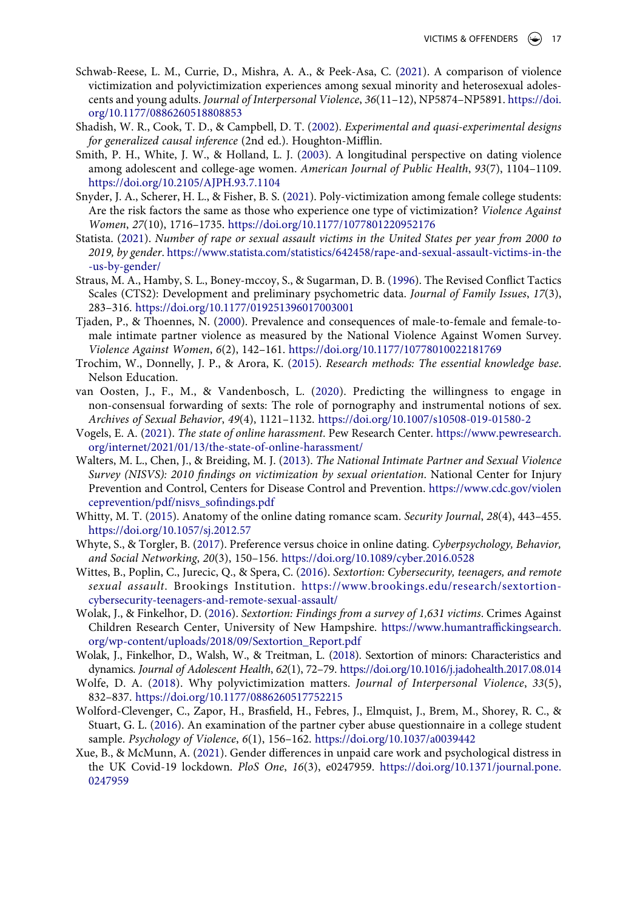Schwab-Reese, L. M., Currie, D., Mishra, A. A., & Peek-Asa, C. (2021). A comparison of violence victimization and polyvictimization experiences among sexual minority and heterosexual adolescents and young adults. *Journal of Interpersonal Violence*, *36*(11–12), NP5874–NP5891. https://doi.org/10.1177/0886260518808853

Shadish, W. R., Cook, T. D., & Campbell, D. T. (2002). *Experimental and quasi-experimental designs for generalized causal inference* (2nd ed.). Houghton-Mifflin.

Smith, P. H., White, J. W., & Holland, L. J. (2003). A longitudinal perspective on dating violence among adolescent and college-age women. *American Journal of Public Health*, *93*(7), 1104–1109. https://doi.org/10.2105/AJPH.93.7.1104

Snyder, J. A., Scherer, H. L., & Fisher, B. S. (2021). Poly-victimization among female college students: Are the risk factors the same as those who experience one type of victimization? *Violence Against Women*, *27*(10), 1716–1735. https://doi.org/10.1177/1077801220952176

Statista. (2021). *Number of rape or sexual assault victims in the United States per year from 2000 to 2019, by gender*. https://www.statista.com/statistics/642458/rape-and-sexual-assault-victims-in-the-us-by-gender/

Straus, M. A., Hamby, S. L., Boney-mccoy, S., & Sugarman, D. B. (1996). The Revised Conflict Tactics Scales (CTS2): Development and preliminary psychometric data. *Journal of Family Issues*, *17*(3), 283–316. https://doi.org/10.1177/019251396017003001

Tjaden, P., & Thoennes, N. (2000). Prevalence and consequences of male-to-female and female-to-male intimate partner violence as measured by the National Violence Against Women Survey. *Violence Against Women*, *6*(2), 142–161. https://doi.org/10.1177/10778010022181769

Trochim, W., Donnelly, J. P., & Arora, K. (2015). *Research methods: The essential knowledge base*. Nelson Education.

van Oosten, J., F., M., & Vandenbosch, L. (2020). Predicting the willingness to engage in non-consensual forwarding of sexts: The role of pornography and instrumental notions of sex. *Archives of Sexual Behavior*, *49*(4), 1121–1132. https://doi.org/10.1007/s10508-019-01580-2

Vogels, E. A. (2021). *The state of online harassment*. Pew Research Center. https://www.pewresearch.org/internet/2021/01/13/the-state-of-online-harassment/

Walters, M. L., Chen, J., & Breiding, M. J. (2013). *The National Intimate Partner and Sexual Violence Survey (NISVS): 2010 findings on victimization by sexual orientation*. National Center for Injury Prevention and Control, Centers for Disease Control and Prevention. https://www.cdc.gov/violenceprevention/pdf/nisvs_sofindings.pdf

Whitty, M. T. (2015). Anatomy of the online dating romance scam. *Security Journal*, *28*(4), 443–455. https://doi.org/10.1057/sj.2012.57

Whyte, S., & Torgler, B. (2017). Preference versus choice in online dating. *Cyberpsychology, Behavior, and Social Networking*, *20*(3), 150–156. https://doi.org/10.1089/cyber.2016.0528

Wittes, B., Poplin, C., Jurecic, Q., & Spera, C. (2016). *Sextortion: Cybersecurity, teenagers, and remote sexual assault*. Brookings Institution. https://www.brookings.edu/research/sextortion-cybersecurity-teenagers-and-remote-sexual-assault/

Wolak, J., & Finkelhor, D. (2016). *Sextortion: Findings from a survey of 1,631 victims*. Crimes Against Children Research Center, University of New Hampshire. https://www.humantraffickingsearch.org/wp-content/uploads/2018/09/Sextortion_Report.pdf

Wolak, J., Finkelhor, D., Walsh, W., & Treitman, L. (2018). Sextortion of minors: Characteristics and dynamics. *Journal of Adolescent Health*, *62*(1), 72–79. https://doi.org/10.1016/j.jadohealth.2017.08.014

Wolfe, D. A. (2018). Why polyvictimization matters. *Journal of Interpersonal Violence*, *33*(5), 832–837. https://doi.org/10.1177/0886260517752215

Wolford-Clevenger, C., Zapor, H., Brasfield, H., Febres, J., Elmquist, J., Brem, M., Shorey, R. C., & Stuart, G. L. (2016). An examination of the partner cyber abuse questionnaire in a college student sample. *Psychology of Violence*, *6*(1), 156–162. https://doi.org/10.1037/a0039442

Xue, B., & McMunn, A. (2021). Gender differences in unpaid care work and psychological distress in the UK Covid-19 lockdown. *PloS One*, *16*(3), e0247959. https://doi.org/10.1371/journal.pone.0247959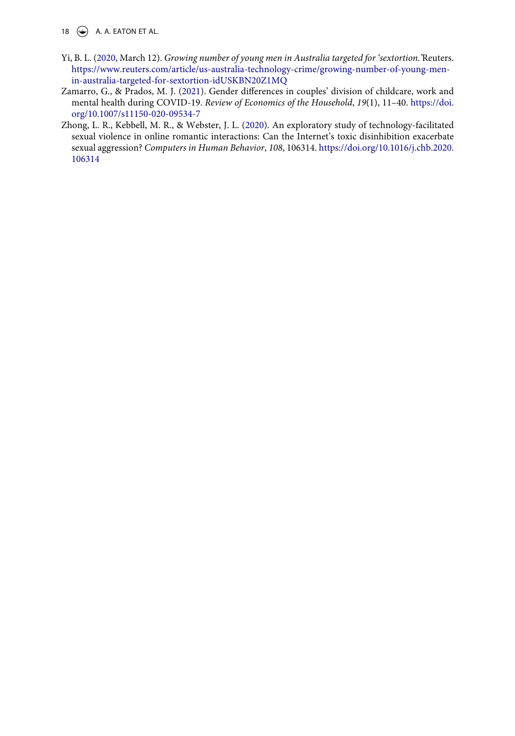Yi, B. L. (2020, March 12). *Growing number of young men in Australia targeted for 'sextortion.'* Reuters. https://www.reuters.com/article/us-australia-technology-crime/growing-number-of-young-men-in-australia-targeted-for-sextortion-idUSKBN20Z1MQ

Zamarro, G., & Prados, M. J. (2021). Gender differences in couples' division of childcare, work and mental health during COVID-19. *Review of Economics of the Household*, *19*(1), 11–40. https://doi.org/10.1007/s11150-020-09534-7

Zhong, L. R., Kebbell, M. R., & Webster, J. L. (2020). An exploratory study of technology-facilitated sexual violence in online romantic interactions: Can the Internet's toxic disinhibition exacerbate sexual aggression? *Computers in Human Behavior*, *108*, 106314. https://doi.org/10.1016/j.chb.2020.106314